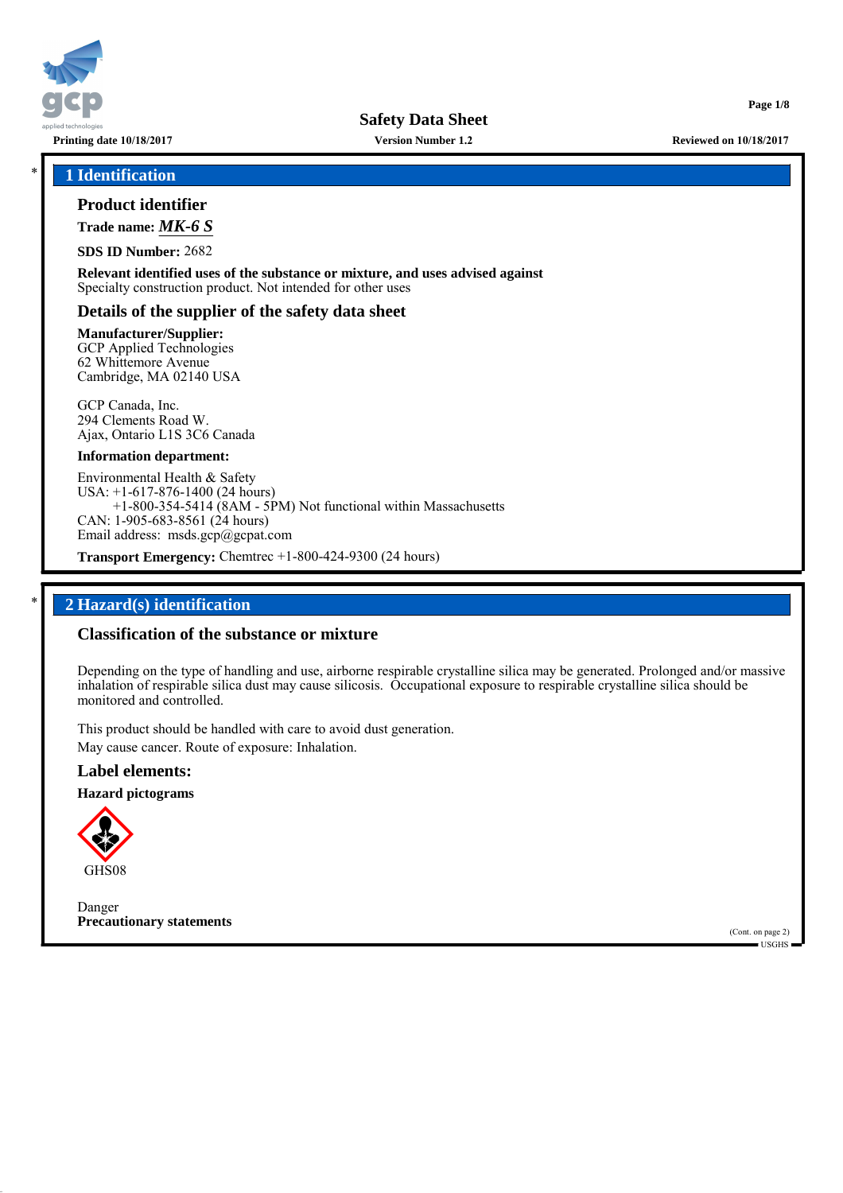# Safety Data Sheet

**Printing date 10/18/2017** **Version Number 1.2** **Reviewed on 10/18/2017**

## * 1 Identification

### Product identifier

**Trade name:** ***MK-6 S***

**SDS ID Number:** 2682

**Relevant identified uses of the substance or mixture, and uses advised against**
Specialty construction product. Not intended for other uses

### Details of the supplier of the safety data sheet

**Manufacturer/Supplier:**
GCP Applied Technologies
62 Whittemore Avenue
Cambridge, MA 02140 USA

GCP Canada, Inc.
294 Clements Road W.
Ajax, Ontario L1S 3C6 Canada

**Information department:**

Environmental Health & Safety
USA: +1-617-876-1400 (24 hours)
+1-800-354-5414 (8AM - 5PM) Not functional within Massachusetts
CAN: 1-905-683-8561 (24 hours)
Email address: msds.gcp@gcpat.com

**Transport Emergency:** Chemtrec +1-800-424-9300 (24 hours)

## * 2 Hazard(s) identification

### Classification of the substance or mixture

Depending on the type of handling and use, airborne respirable crystalline silica may be generated. Prolonged and/or massive inhalation of respirable silica dust may cause silicosis. Occupational exposure to respirable crystalline silica should be monitored and controlled.

This product should be handled with care to avoid dust generation.
May cause cancer. Route of exposure: Inhalation.

### Label elements:

**Hazard pictograms**

GHS08

Danger
**Precautionary statements**

(Cont. on page 2)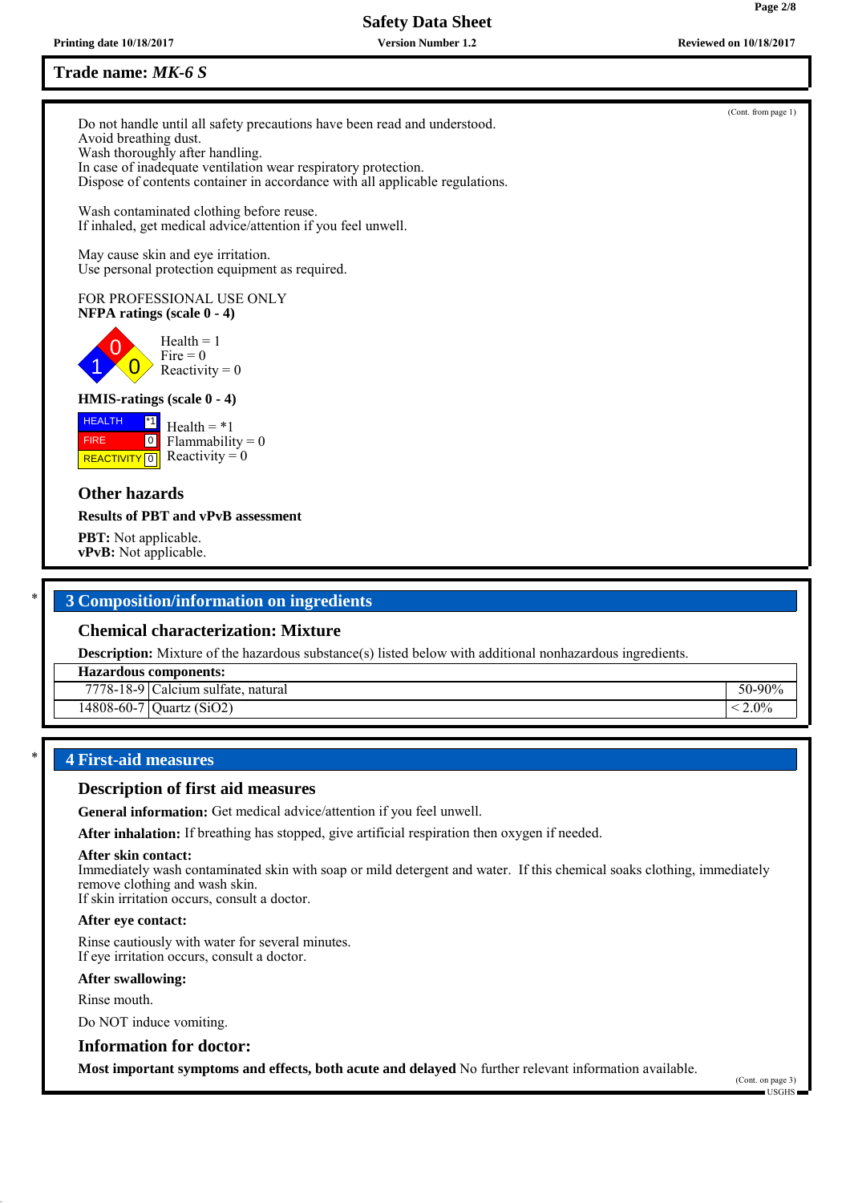(Cont. from page 1)

Do not handle until all safety precautions have been read and understood.
Avoid breathing dust.
Wash thoroughly after handling.
In case of inadequate ventilation wear respiratory protection.
Dispose of contents container in accordance with all applicable regulations.

Wash contaminated clothing before reuse.
If inhaled, get medical advice/attention if you feel unwell.

May cause skin and eye irritation.
Use personal protection equipment as required.

FOR PROFESSIONAL USE ONLY

**NFPA ratings (scale 0 - 4)**

Health = 1
Fire = 0
Reactivity = 0

**HMIS-ratings (scale 0 - 4)**

| | |
|---|---|
| HEALTH | *1 |
| FIRE | 0 |
| REACTIVITY | 0 |

Health = *1
Flammability = 0
Reactivity = 0

### Other hazards

**Results of PBT and vPvB assessment**

**PBT:** Not applicable.
**vPvB:** Not applicable.

## 3 Composition/information on ingredients

### Chemical characterization: Mixture

**Description:** Mixture of the hazardous substance(s) listed below with additional nonhazardous ingredients.

| Hazardous components: | | |
|---|---|---|
| 7778-18-9 | Calcium sulfate, natural | 50-90% |
| 14808-60-7 | Quartz ($SiO_2$) | < 2.0% |

## 4 First-aid measures

### Description of first aid measures

**General information:** Get medical advice/attention if you feel unwell.

**After inhalation:** If breathing has stopped, give artificial respiration then oxygen if needed.

**After skin contact:**
Immediately wash contaminated skin with soap or mild detergent and water. If this chemical soaks clothing, immediately remove clothing and wash skin.
If skin irritation occurs, consult a doctor.

**After eye contact:**

Rinse cautiously with water for several minutes.
If eye irritation occurs, consult a doctor.

**After swallowing:**

Rinse mouth.

Do NOT induce vomiting.

### Information for doctor:

**Most important symptoms and effects, both acute and delayed** No further relevant information available.

(Cont. on page 3)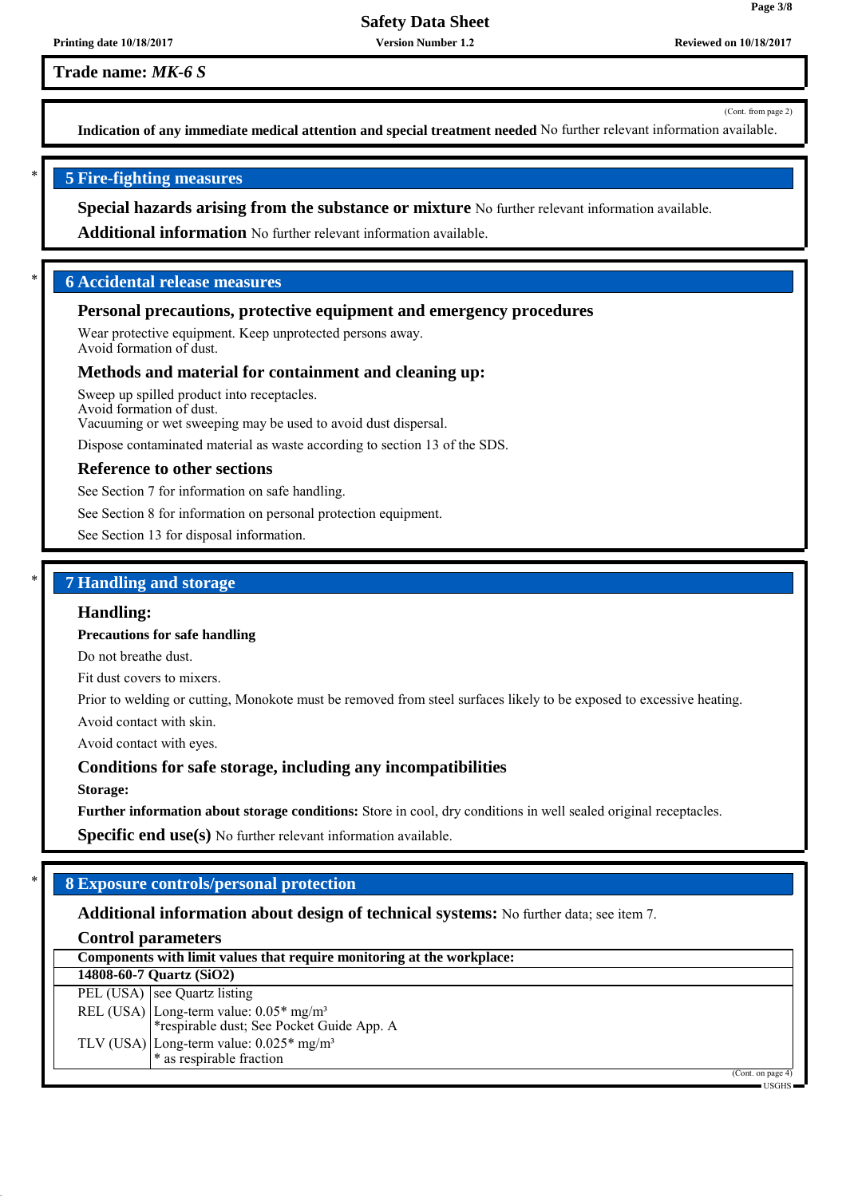**Trade name: *MK-6 S***

(Cont. from page 2)

**Indication of any immediate medical attention and special treatment needed** No further relevant information available.

## 5 Fire-fighting measures

**Special hazards arising from the substance or mixture** No further relevant information available.

**Additional information** No further relevant information available.

## 6 Accidental release measures

### Personal precautions, protective equipment and emergency procedures

Wear protective equipment. Keep unprotected persons away.
Avoid formation of dust.

### Methods and material for containment and cleaning up:

Sweep up spilled product into receptacles.
Avoid formation of dust.
Vacuuming or wet sweeping may be used to avoid dust dispersal.

Dispose contaminated material as waste according to section 13 of the SDS.

### Reference to other sections

See Section 7 for information on safe handling.

See Section 8 for information on personal protection equipment.

See Section 13 for disposal information.

## 7 Handling and storage

### Handling:

**Precautions for safe handling**

Do not breathe dust.

Fit dust covers to mixers.

Prior to welding or cutting, Monokote must be removed from steel surfaces likely to be exposed to excessive heating.

Avoid contact with skin.

Avoid contact with eyes.

### Conditions for safe storage, including any incompatibilities

**Storage:**

**Further information about storage conditions:** Store in cool, dry conditions in well sealed original receptacles.

**Specific end use(s)** No further relevant information available.

## 8 Exposure controls/personal protection

**Additional information about design of technical systems:** No further data; see item 7.

### Control parameters

| Components with limit values that require monitoring at the workplace: | |
|---|---|
| **14808-60-7 Quartz ($SiO_2$)** | |
| PEL (USA) | see Quartz listing |
| REL (USA) | Long-term value: 0.05* mg/m³<br>*respirable dust; See Pocket Guide App. A |
| TLV (USA) | Long-term value: 0.025* mg/m³<br>* as respirable fraction |

(Cont. on page 4)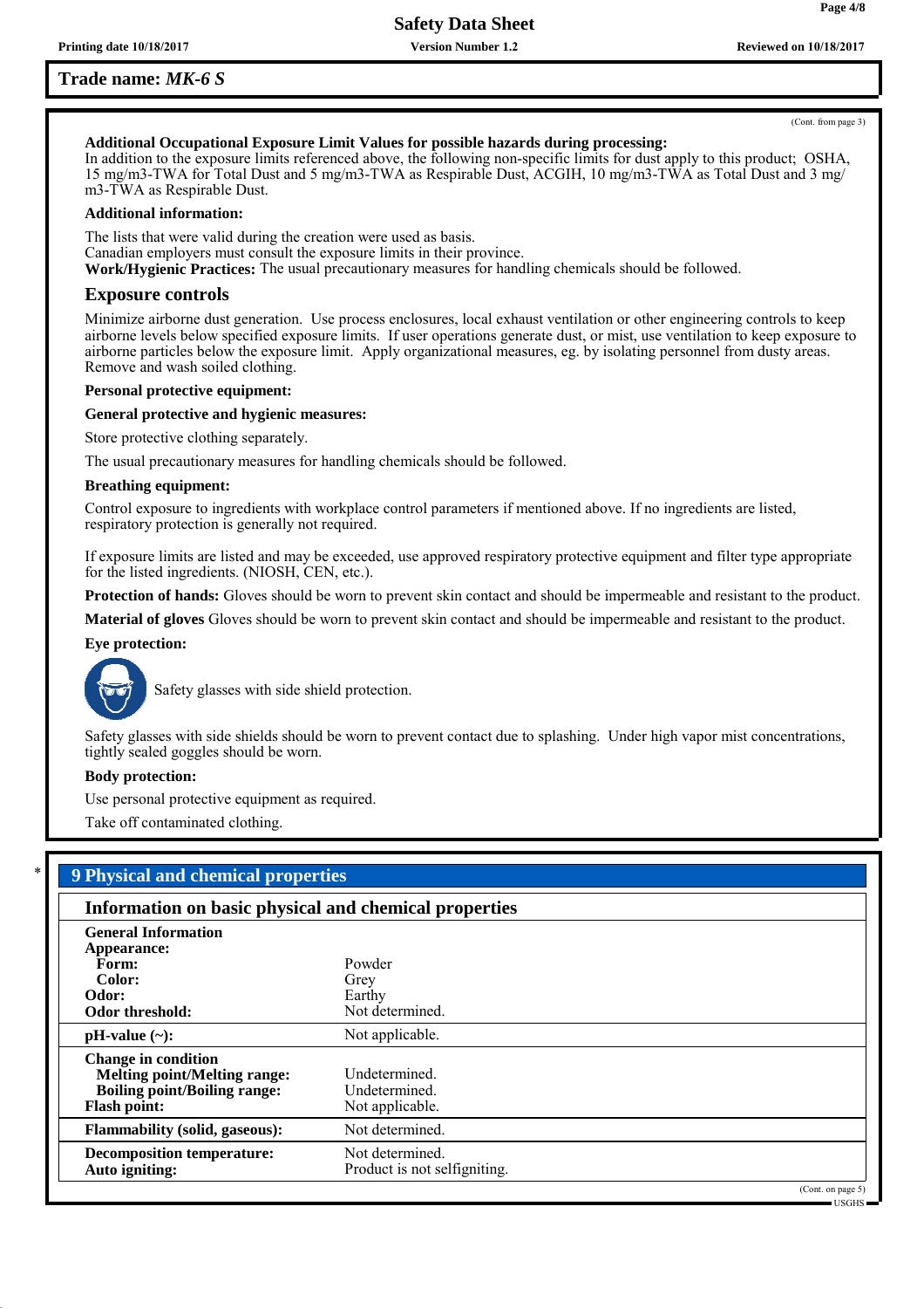**Trade name: *MK-6 S***

(Cont. from page 3)

**Additional Occupational Exposure Limit Values for possible hazards during processing:**
In addition to the exposure limits referenced above, the following non-specific limits for dust apply to this product; OSHA, 15 mg/m3-TWA for Total Dust and 5 mg/m3-TWA as Respirable Dust, ACGIH, 10 mg/m3-TWA as Total Dust and 3 mg/m3-TWA as Respirable Dust.

**Additional information:**

The lists that were valid during the creation were used as basis.
Canadian employers must consult the exposure limits in their province.
**Work/Hygienic Practices:** The usual precautionary measures for handling chemicals should be followed.

### Exposure controls

Minimize airborne dust generation. Use process enclosures, local exhaust ventilation or other engineering controls to keep airborne levels below specified exposure limits. If user operations generate dust, or mist, use ventilation to keep exposure to airborne particles below the exposure limit. Apply organizational measures, eg. by isolating personnel from dusty areas. Remove and wash soiled clothing.

**Personal protective equipment:**

**General protective and hygienic measures:**

Store protective clothing separately.

The usual precautionary measures for handling chemicals should be followed.

**Breathing equipment:**

Control exposure to ingredients with workplace control parameters if mentioned above. If no ingredients are listed, respiratory protection is generally not required.

If exposure limits are listed and may be exceeded, use approved respiratory protective equipment and filter type appropriate for the listed ingredients. (NIOSH, CEN, etc.).

**Protection of hands:** Gloves should be worn to prevent skin contact and should be impermeable and resistant to the product.

**Material of gloves** Gloves should be worn to prevent skin contact and should be impermeable and resistant to the product.

**Eye protection:**

Safety glasses with side shield protection.

Safety glasses with side shields should be worn to prevent contact due to splashing. Under high vapor mist concentrations, tightly sealed goggles should be worn.

**Body protection:**

Use personal protective equipment as required.

Take off contaminated clothing.

## * 9 Physical and chemical properties

### Information on basic physical and chemical properties

| | |
|---|---|
| **General Information** | |
| **Appearance:** | |
| **Form:** | Powder |
| **Color:** | Grey |
| **Odor:** | Earthy |
| **Odor threshold:** | Not determined. |
| **pH-value (~):** | Not applicable. |
| **Change in condition** | |
| **Melting point/Melting range:** | Undetermined. |
| **Boiling point/Boiling range:** | Undetermined. |
| **Flash point:** | Not applicable. |
| **Flammability (solid, gaseous):** | Not determined. |
| **Decomposition temperature:** | Not determined. |
| **Auto igniting:** | Product is not selfigniting. |

(Cont. on page 5)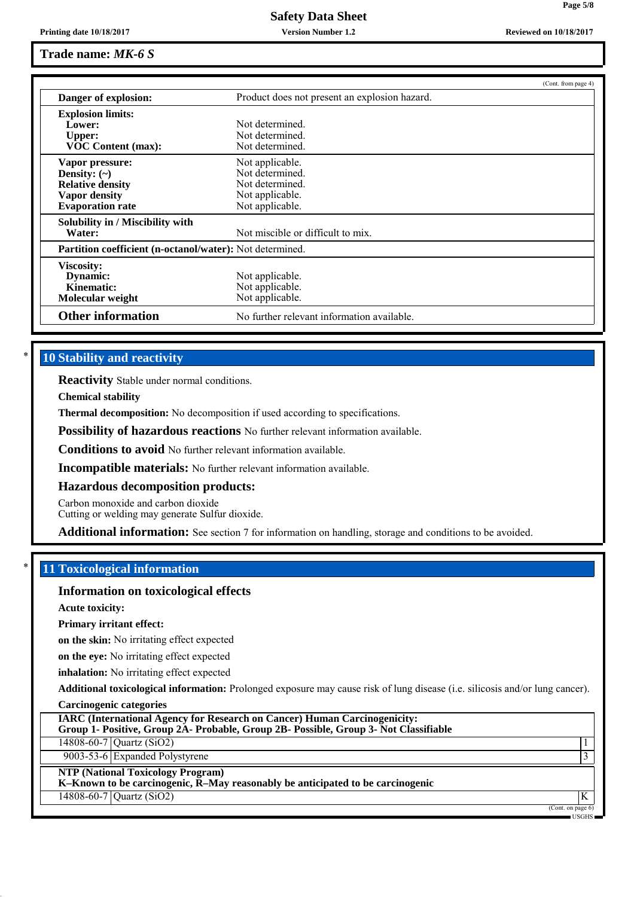**Trade name: *MK-6 S***

(Cont. from page 4)

| | |
|---|---|
| **Danger of explosion:** | Product does not present an explosion hazard. |
| **Explosion limits:** | |
| **Lower:** | Not determined. |
| **Upper:** | Not determined. |
| **VOC Content (max):** | Not determined. |
| **Vapor pressure:** | Not applicable. |
| **Density: (~)** | Not determined. |
| **Relative density** | Not determined. |
| **Vapor density** | Not applicable. |
| **Evaporation rate** | Not applicable. |
| **Solubility in / Miscibility with Water:** | Not miscible or difficult to mix. |
| **Partition coefficient (n-octanol/water):** | Not determined. |
| **Viscosity:** | |
| **Dynamic:** | Not applicable. |
| **Kinematic:** | Not applicable. |
| **Molecular weight** | Not applicable. |
| **Other information** | No further relevant information available. |

## * 10 Stability and reactivity

**Reactivity** Stable under normal conditions.

**Chemical stability**

**Thermal decomposition:** No decomposition if used according to specifications.

**Possibility of hazardous reactions** No further relevant information available.

**Conditions to avoid** No further relevant information available.

**Incompatible materials:** No further relevant information available.

**Hazardous decomposition products:**

Carbon monoxide and carbon dioxide
Cutting or welding may generate Sulfur dioxide.

**Additional information:** See section 7 for information on handling, storage and conditions to be avoided.

## * 11 Toxicological information

### Information on toxicological effects

**Acute toxicity:**

**Primary irritant effect:**

**on the skin:** No irritating effect expected

**on the eye:** No irritating effect expected

**inhalation:** No irritating effect expected

**Additional toxicological information:** Prolonged exposure may cause risk of lung disease (i.e. silicosis and/or lung cancer).

**Carcinogenic categories**

| **IARC (International Agency for Research on Cancer) Human Carcinogenicity: Group 1- Positive, Group 2A- Probable, Group 2B- Possible, Group 3- Not Classifiable** | | |
|---|---|---|
| 14808-60-7 | Quartz ($SiO_2$) | 1 |
| 9003-53-6 | Expanded Polystyrene | 3 |

| **NTP (National Toxicology Program) K–Known to be carcinogenic, R–May reasonably be anticipated to be carcinogenic** | | |
|---|---|---|
| 14808-60-7 | Quartz ($SiO_2$) | K |

(Cont. on page 6)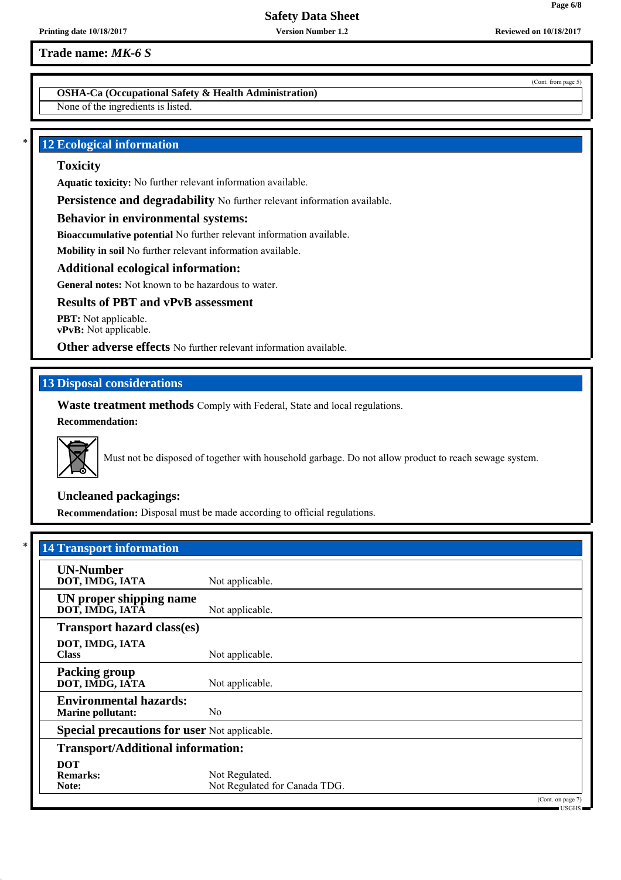**Trade name: *MK-6 S***

(Cont. from page 5)

**OSHA-Ca (Occupational Safety & Health Administration)**

None of the ingredients is listed.

## 12 Ecological information

### Toxicity

**Aquatic toxicity:** No further relevant information available.

**Persistence and degradability** No further relevant information available.

### Behavior in environmental systems:

**Bioaccumulative potential** No further relevant information available.

**Mobility in soil** No further relevant information available.

### Additional ecological information:

**General notes:** Not known to be hazardous to water.

### Results of PBT and vPvB assessment

**PBT:** Not applicable.
**vPvB:** Not applicable.

**Other adverse effects** No further relevant information available.

## 13 Disposal considerations

**Waste treatment methods** Comply with Federal, State and local regulations.

**Recommendation:**

Must not be disposed of together with household garbage. Do not allow product to reach sewage system.

### Uncleaned packagings:

**Recommendation:** Disposal must be made according to official regulations.

## 14 Transport information

| | |
|---|---|
| **UN-Number** | |
| **DOT, IMDG, IATA** | Not applicable. |
| **UN proper shipping name** | |
| **DOT, IMDG, IATA** | Not applicable. |
| **Transport hazard class(es)** | |
| **DOT, IMDG, IATA** | |
| **Class** | Not applicable. |
| **Packing group** | |
| **DOT, IMDG, IATA** | Not applicable. |
| **Environmental hazards:** | |
| **Marine pollutant:** | No |
| **Special precautions for user** | Not applicable. |
| **Transport/Additional information:** | |
| **DOT** | |
| **Remarks:** | Not Regulated. |
| **Note:** | Not Regulated for Canada TDG. |

(Cont. on page 7)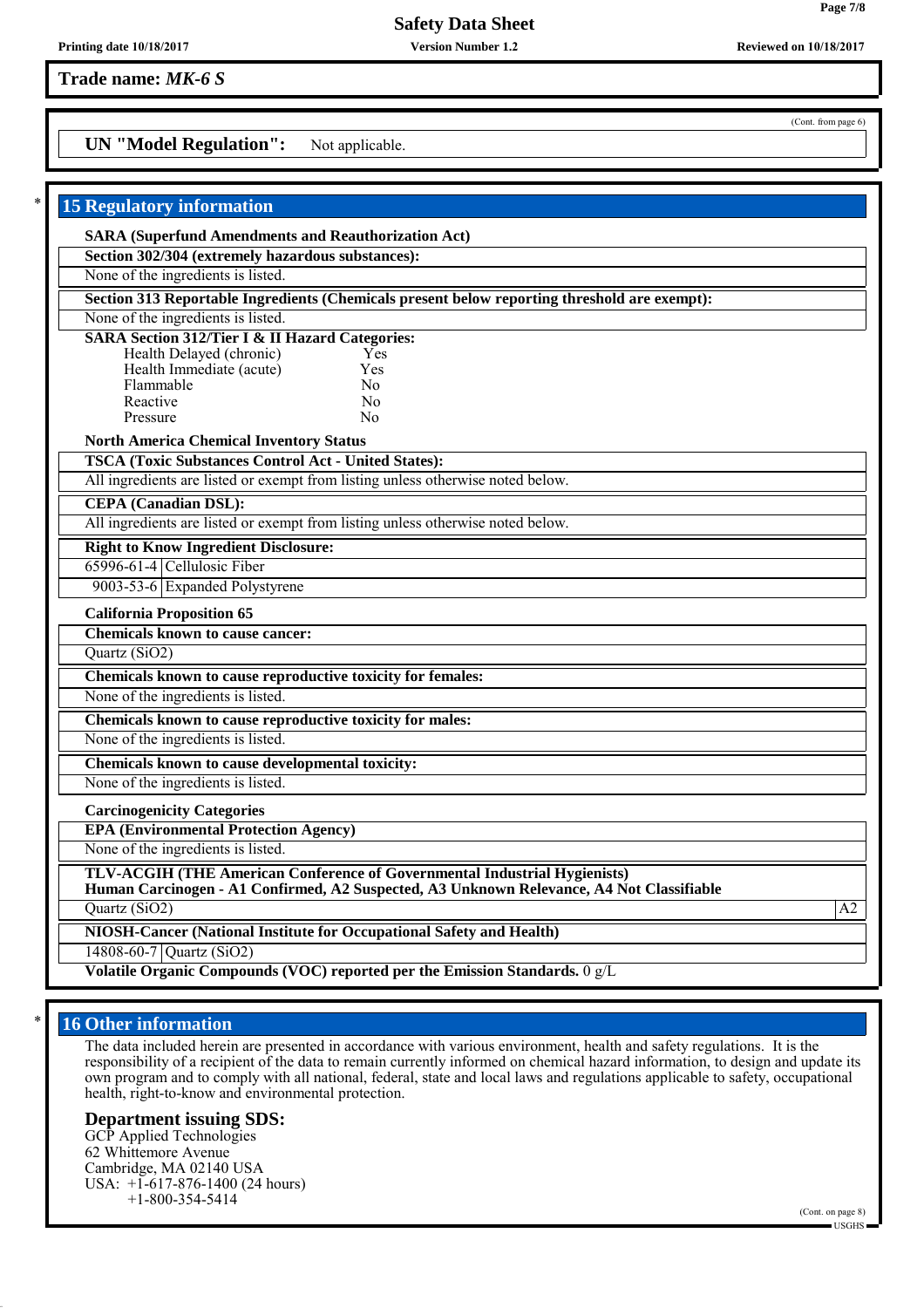Trade name: ***MK-6 S***

(Cont. from page 6)

**UN "Model Regulation":** Not applicable.

## 15 Regulatory information

**SARA (Superfund Amendments and Reauthorization Act)**

**Section 302/304 (extremely hazardous substances):**

None of the ingredients is listed.

**Section 313 Reportable Ingredients (Chemicals present below reporting threshold are exempt):**

None of the ingredients is listed.

**SARA Section 312/Tier I & II Hazard Categories:**

| | |
|---|---|
| Health Delayed (chronic) | Yes |
| Health Immediate (acute) | Yes |
| Flammable | No |
| Reactive | No |
| Pressure | No |

**North America Chemical Inventory Status**

**TSCA (Toxic Substances Control Act - United States):**

All ingredients are listed or exempt from listing unless otherwise noted below.

**CEPA (Canadian DSL):**

All ingredients are listed or exempt from listing unless otherwise noted below.

**Right to Know Ingredient Disclosure:**

| | |
|---|---|
| 65996-61-4 | Cellulosic Fiber |
| 9003-53-6 | Expanded Polystyrene |

**California Proposition 65**

**Chemicals known to cause cancer:**

Quartz ($SiO_2$)

**Chemicals known to cause reproductive toxicity for females:**

None of the ingredients is listed.

**Chemicals known to cause reproductive toxicity for males:**

None of the ingredients is listed.

**Chemicals known to cause developmental toxicity:**

None of the ingredients is listed.

**Carcinogenicity Categories**

**EPA (Environmental Protection Agency)**

None of the ingredients is listed.

**TLV-ACGIH (THE American Conference of Governmental Industrial Hygienists)**
**Human Carcinogen - A1 Confirmed, A2 Suspected, A3 Unknown Relevance, A4 Not Classifiable**

| | |
|---|---|
| Quartz ($SiO_2$) | A2 |

**NIOSH-Cancer (National Institute for Occupational Safety and Health)**

| | |
|---|---|
| 14808-60-7 | Quartz ($SiO_2$) |

**Volatile Organic Compounds (VOC) reported per the Emission Standards.** 0 g/L

## 16 Other information

The data included herein are presented in accordance with various environment, health and safety regulations. It is the responsibility of a recipient of the data to remain currently informed on chemical hazard information, to design and update its own program and to comply with all national, federal, state and local laws and regulations applicable to safety, occupational health, right-to-know and environmental protection.

### Department issuing SDS:

GCP Applied Technologies
62 Whittemore Avenue
Cambridge, MA 02140 USA
USA: +1-617-876-1400 (24 hours)
+1-800-354-5414

(Cont. on page 8)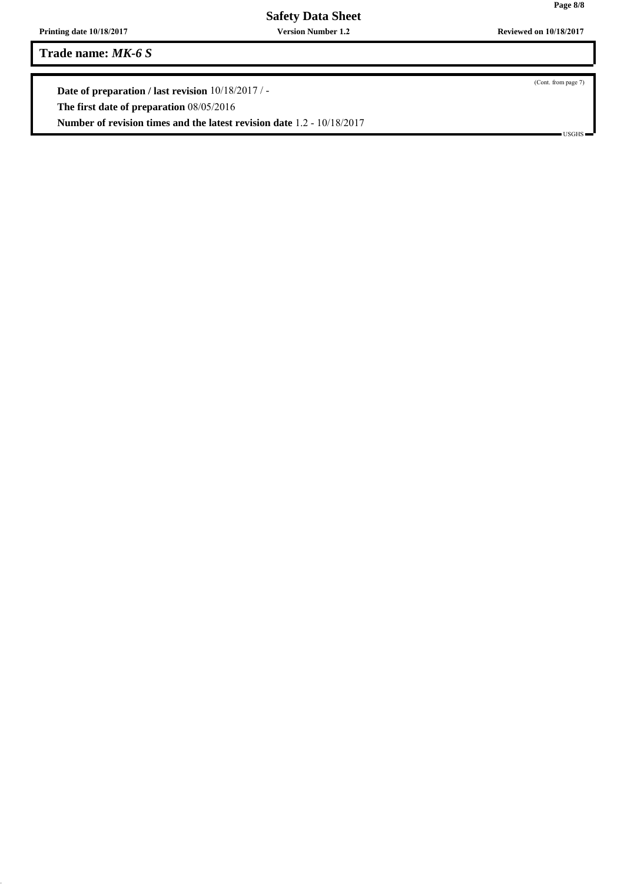**Date of preparation / last revision** 10/18/2017 / -

**The first date of preparation** 08/05/2016

**Number of revision times and the latest revision date** 1.2 - 10/18/2017